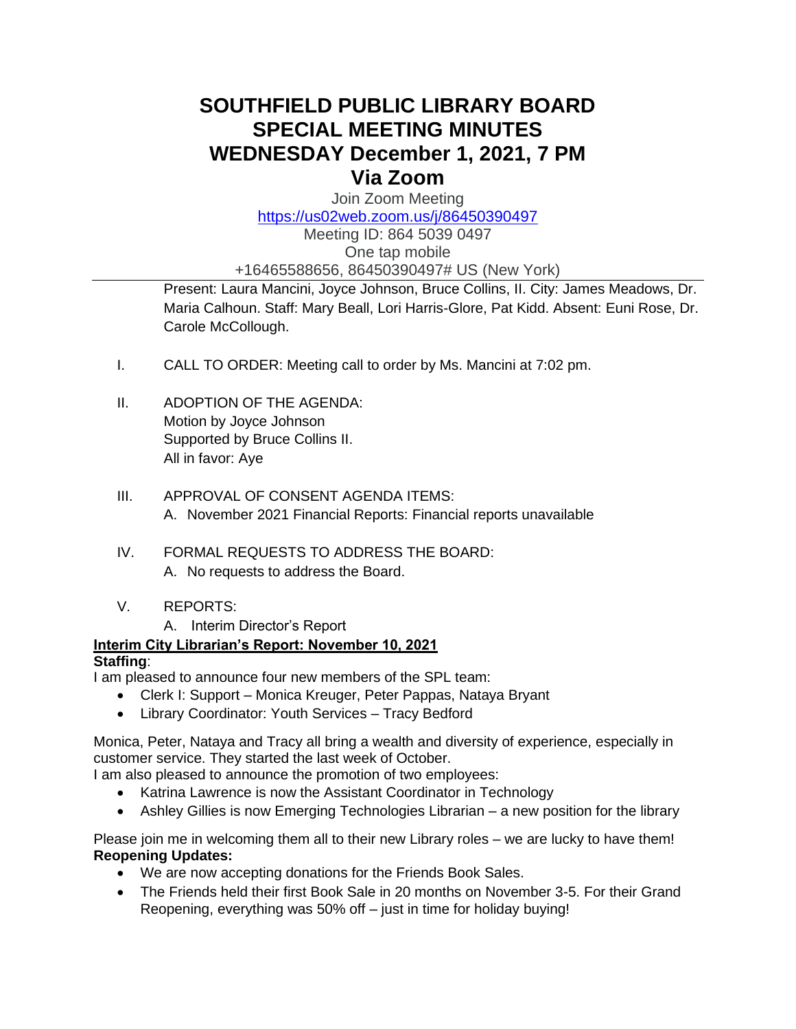# SOUTHFIELD PUBLIC LIBRARY BOARD
# SPECIAL MEETING MINUTES
# WEDNESDAY December 1, 2021, 7 PM
# Via Zoom

Join Zoom Meeting
https://us02web.zoom.us/j/86450390497
Meeting ID: 864 5039 0497
One tap mobile
+16465588656, 86450390497# US (New York)

---

Present: Laura Mancini, Joyce Johnson, Bruce Collins, II. City: James Meadows, Dr. Maria Calhoun. Staff: Mary Beall, Lori Harris-Glore, Pat Kidd. Absent: Euni Rose, Dr. Carole McCollough.

I. CALL TO ORDER: Meeting call to order by Ms. Mancini at 7:02 pm.

II. ADOPTION OF THE AGENDA:
Motion by Joyce Johnson
Supported by Bruce Collins II.
All in favor: Aye

III. APPROVAL OF CONSENT AGENDA ITEMS:
A. November 2021 Financial Reports: Financial reports unavailable

IV. FORMAL REQUESTS TO ADDRESS THE BOARD:
A. No requests to address the Board.

V. REPORTS:
A. Interim Director's Report

**Interim City Librarian's Report: November 10, 2021**

**Staffing**:

I am pleased to announce four new members of the SPL team:

- Clerk I: Support – Monica Kreuger, Peter Pappas, Nataya Bryant
- Library Coordinator: Youth Services – Tracy Bedford

Monica, Peter, Nataya and Tracy all bring a wealth and diversity of experience, especially in customer service. They started the last week of October.

I am also pleased to announce the promotion of two employees:

- Katrina Lawrence is now the Assistant Coordinator in Technology
- Ashley Gillies is now Emerging Technologies Librarian – a new position for the library

Please join me in welcoming them all to their new Library roles – we are lucky to have them!

**Reopening Updates:**

- We are now accepting donations for the Friends Book Sales.
- The Friends held their first Book Sale in 20 months on November 3-5. For their Grand Reopening, everything was 50% off – just in time for holiday buying!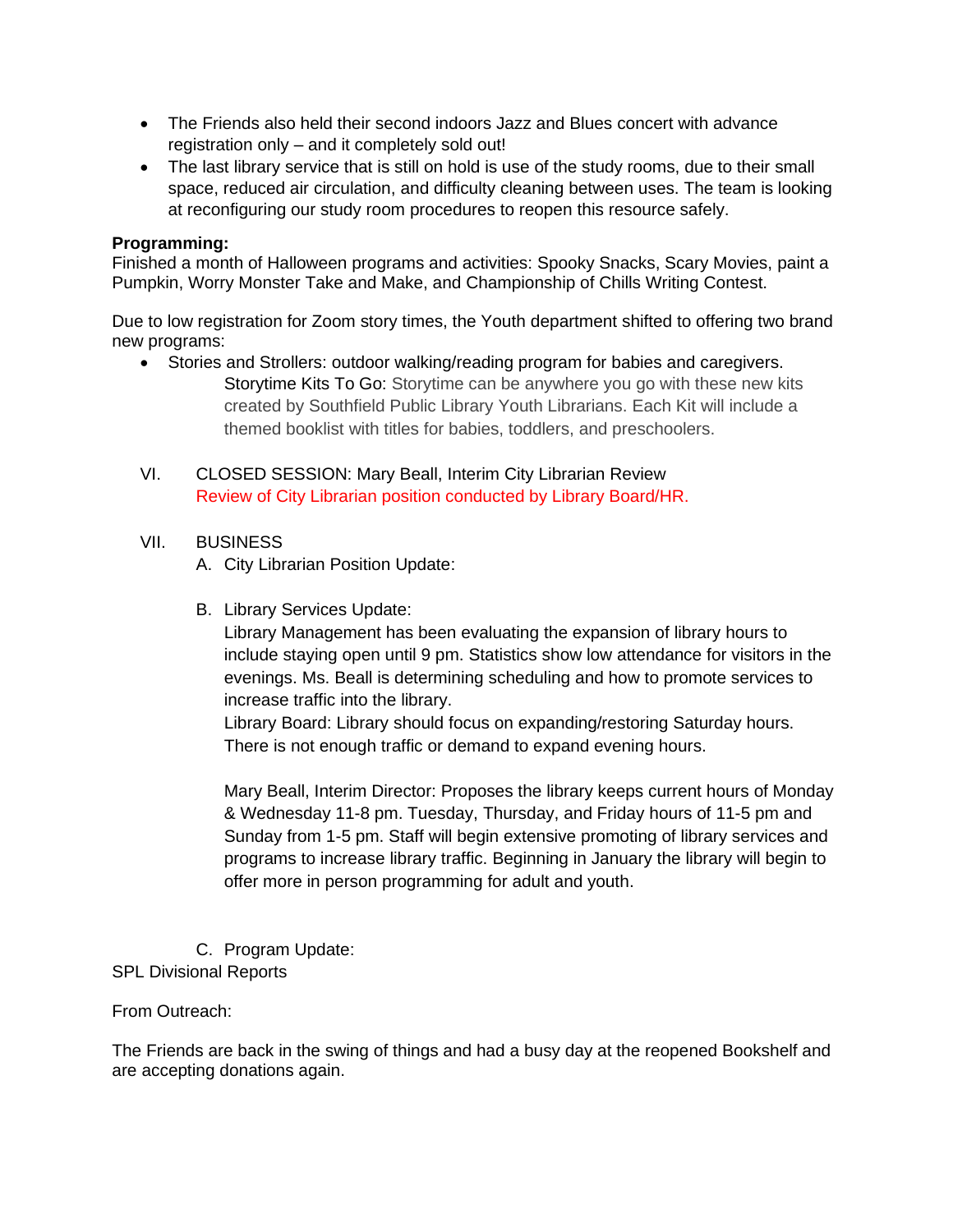- The Friends also held their second indoors Jazz and Blues concert with advance registration only – and it completely sold out!
- The last library service that is still on hold is use of the study rooms, due to their small space, reduced air circulation, and difficulty cleaning between uses. The team is looking at reconfiguring our study room procedures to reopen this resource safely.

**Programming:**
Finished a month of Halloween programs and activities: Spooky Snacks, Scary Movies, paint a Pumpkin, Worry Monster Take and Make, and Championship of Chills Writing Contest.

Due to low registration for Zoom story times, the Youth department shifted to offering two brand new programs:

- Stories and Strollers: outdoor walking/reading program for babies and caregivers.
  Storytime Kits To Go: Storytime can be anywhere you go with these new kits created by Southfield Public Library Youth Librarians. Each Kit will include a themed booklist with titles for babies, toddlers, and preschoolers.

VI. CLOSED SESSION: Mary Beall, Interim City Librarian Review
Review of City Librarian position conducted by Library Board/HR.

VII. BUSINESS

A. City Librarian Position Update:

B. Library Services Update:
Library Management has been evaluating the expansion of library hours to include staying open until 9 pm. Statistics show low attendance for visitors in the evenings. Ms. Beall is determining scheduling and how to promote services to increase traffic into the library.
Library Board: Library should focus on expanding/restoring Saturday hours. There is not enough traffic or demand to expand evening hours.

Mary Beall, Interim Director: Proposes the library keeps current hours of Monday & Wednesday 11-8 pm. Tuesday, Thursday, and Friday hours of 11-5 pm and Sunday from 1-5 pm. Staff will begin extensive promoting of library services and programs to increase library traffic. Beginning in January the library will begin to offer more in person programming for adult and youth.

C. Program Update:

SPL Divisional Reports

From Outreach:

The Friends are back in the swing of things and had a busy day at the reopened Bookshelf and are accepting donations again.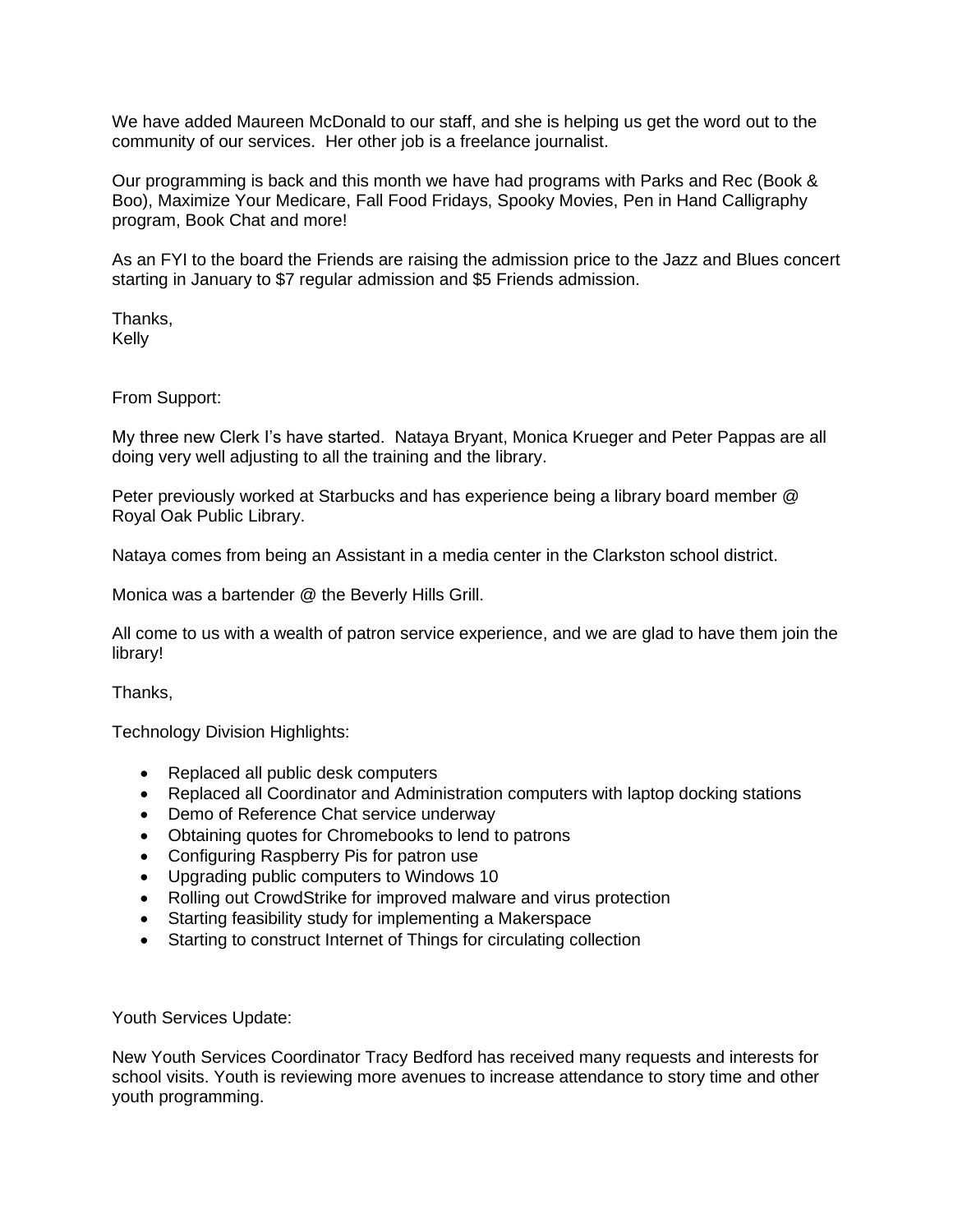We have added Maureen McDonald to our staff, and she is helping us get the word out to the community of our services. Her other job is a freelance journalist.

Our programming is back and this month we have had programs with Parks and Rec (Book & Boo), Maximize Your Medicare, Fall Food Fridays, Spooky Movies, Pen in Hand Calligraphy program, Book Chat and more!

As an FYI to the board the Friends are raising the admission price to the Jazz and Blues concert starting in January to $7 regular admission and $5 Friends admission.

Thanks,
Kelly

From Support:

My three new Clerk I's have started. Nataya Bryant, Monica Krueger and Peter Pappas are all doing very well adjusting to all the training and the library.

Peter previously worked at Starbucks and has experience being a library board member @ Royal Oak Public Library.

Nataya comes from being an Assistant in a media center in the Clarkston school district.

Monica was a bartender @ the Beverly Hills Grill.

All come to us with a wealth of patron service experience, and we are glad to have them join the library!

Thanks,

Technology Division Highlights:

- Replaced all public desk computers
- Replaced all Coordinator and Administration computers with laptop docking stations
- Demo of Reference Chat service underway
- Obtaining quotes for Chromebooks to lend to patrons
- Configuring Raspberry Pis for patron use
- Upgrading public computers to Windows 10
- Rolling out CrowdStrike for improved malware and virus protection
- Starting feasibility study for implementing a Makerspace
- Starting to construct Internet of Things for circulating collection

Youth Services Update:

New Youth Services Coordinator Tracy Bedford has received many requests and interests for school visits. Youth is reviewing more avenues to increase attendance to story time and other youth programming.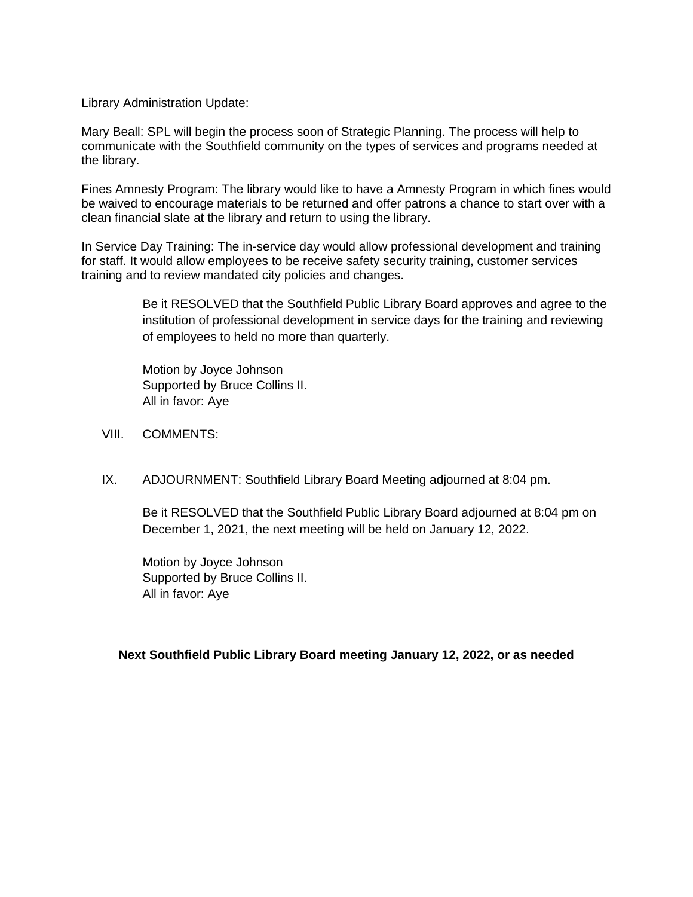Library Administration Update:

Mary Beall: SPL will begin the process soon of Strategic Planning. The process will help to communicate with the Southfield community on the types of services and programs needed at the library.

Fines Amnesty Program: The library would like to have a Amnesty Program in which fines would be waived to encourage materials to be returned and offer patrons a chance to start over with a clean financial slate at the library and return to using the library.

In Service Day Training: The in-service day would allow professional development and training for staff. It would allow employees to be receive safety security training, customer services training and to review mandated city policies and changes.

> Be it RESOLVED that the Southfield Public Library Board approves and agree to the institution of professional development in service days for the training and reviewing of employees to held no more than quarterly.
>
> Motion by Joyce Johnson
> Supported by Bruce Collins II.
> All in favor: Aye

VIII. COMMENTS:

IX. ADJOURNMENT: Southfield Library Board Meeting adjourned at 8:04 pm.

> Be it RESOLVED that the Southfield Public Library Board adjourned at 8:04 pm on December 1, 2021, the next meeting will be held on January 12, 2022.
>
> Motion by Joyce Johnson
> Supported by Bruce Collins II.
> All in favor: Aye

**Next Southfield Public Library Board meeting January 12, 2022, or as needed**